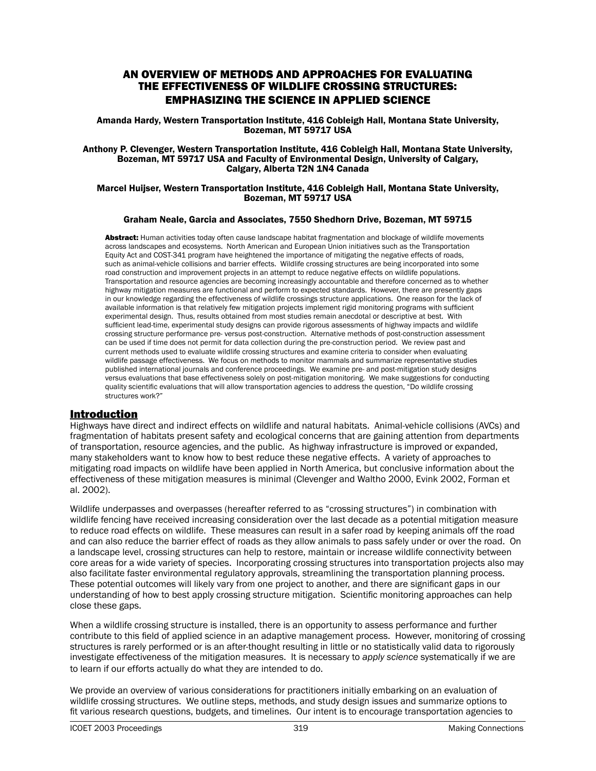# AN OVERVIEW OF METHODS AND APPROACHES FOR EVALUATING THE EFFECTIVENESS OF WILDLIFE CROSSING STRUCTURES: EMPHASIZING THE SCIENCE IN APPLIED SCIENCE

**Amanda Hardy, Western Transportation Institute, 416 Cobleigh Hall, Montana State University, Bozeman, MT 59717 USA**

**Anthony P. Clevenger, Western Transportation Institute, 416 Cobleigh Hall, Montana State University, Bozeman, MT 59717 USA and Faculty of Environmental Design, University of Calgary, Calgary, Alberta T2N 1N4 Canada**

**Marcel Huijser, Western Transportation Institute, 416 Cobleigh Hall, Montana State University, Bozeman, MT 59717 USA**

**Graham Neale, Garcia and Associates, 7550 Shedhorn Drive, Bozeman, MT 59715**

**Abstract:** Human activities today often cause landscape habitat fragmentation and blockage of wildlife movements across landscapes and ecosystems. North American and European Union initiatives such as the Transportation Equity Act and COST-341 program have heightened the importance of mitigating the negative effects of roads, such as animal-vehicle collisions and barrier effects. Wildlife crossing structures are being incorporated into some road construction and improvement projects in an attempt to reduce negative effects on wildlife populations. Transportation and resource agencies are becoming increasingly accountable and therefore concerned as to whether highway mitigation measures are functional and perform to expected standards. However, there are presently gaps in our knowledge regarding the effectiveness of wildlife crossings structure applications. One reason for the lack of available information is that relatively few mitigation projects implement rigid monitoring programs with sufficient experimental design. Thus, results obtained from most studies remain anecdotal or descriptive at best. With sufficient lead-time, experimental study designs can provide rigorous assessments of highway impacts and wildlife crossing structure performance pre- versus post-construction. Alternative methods of post-construction assessment can be used if time does not permit for data collection during the pre-construction period. We review past and current methods used to evaluate wildlife crossing structures and examine criteria to consider when evaluating wildlife passage effectiveness. We focus on methods to monitor mammals and summarize representative studies published international journals and conference proceedings. We examine pre- and post-mitigation study designs versus evaluations that base effectiveness solely on post-mitigation monitoring. We make suggestions for conducting quality scientific evaluations that will allow transportation agencies to address the question, "Do wildlife crossing structures work?"

## Introduction

Highways have direct and indirect effects on wildlife and natural habitats. Animal-vehicle collisions (AVCs) and fragmentation of habitats present safety and ecological concerns that are gaining attention from departments of transportation, resource agencies, and the public. As highway infrastructure is improved or expanded, many stakeholders want to know how to best reduce these negative effects. A variety of approaches to mitigating road impacts on wildlife have been applied in North America, but conclusive information about the effectiveness of these mitigation measures is minimal (Clevenger and Waltho 2000, Evink 2002, Forman et al. 2002).

Wildlife underpasses and overpasses (hereafter referred to as "crossing structures") in combination with wildlife fencing have received increasing consideration over the last decade as a potential mitigation measure to reduce road effects on wildlife. These measures can result in a safer road by keeping animals off the road and can also reduce the barrier effect of roads as they allow animals to pass safely under or over the road. On a landscape level, crossing structures can help to restore, maintain or increase wildlife connectivity between core areas for a wide variety of species. Incorporating crossing structures into transportation projects also may also facilitate faster environmental regulatory approvals, streamlining the transportation planning process. These potential outcomes will likely vary from one project to another, and there are significant gaps in our understanding of how to best apply crossing structure mitigation. Scientific monitoring approaches can help close these gaps.

When a wildlife crossing structure is installed, there is an opportunity to assess performance and further contribute to this field of applied science in an adaptive management process. However, monitoring of crossing structures is rarely performed or is an after-thought resulting in little or no statistically valid data to rigorously investigate effectiveness of the mitigation measures. It is necessary to *apply science* systematically if we are to learn if our efforts actually do what they are intended to do.

We provide an overview of various considerations for practitioners initially embarking on an evaluation of wildlife crossing structures. We outline steps, methods, and study design issues and summarize options to fit various research questions, budgets, and timelines. Our intent is to encourage transportation agencies to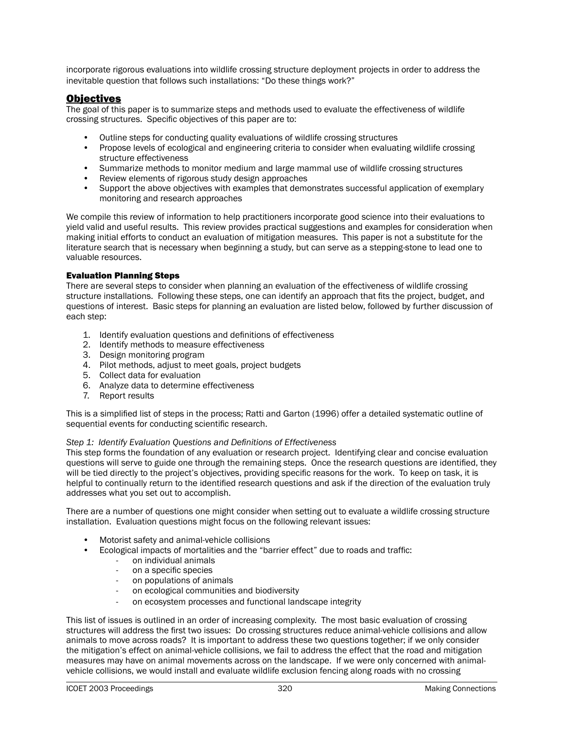incorporate rigorous evaluations into wildlife crossing structure deployment projects in order to address the inevitable question that follows such installations: "Do these things work?"

## Objectives

The goal of this paper is to summarize steps and methods used to evaluate the effectiveness of wildlife crossing structures. Specific objectives of this paper are to:

- Outline steps for conducting quality evaluations of wildlife crossing structures
- Propose levels of ecological and engineering criteria to consider when evaluating wildlife crossing structure effectiveness
- Summarize methods to monitor medium and large mammal use of wildlife crossing structures
- Review elements of rigorous study design approaches
- Support the above objectives with examples that demonstrates successful application of exemplary monitoring and research approaches

We compile this review of information to help practitioners incorporate good science into their evaluations to yield valid and useful results. This review provides practical suggestions and examples for consideration when making initial efforts to conduct an evaluation of mitigation measures. This paper is not a substitute for the literature search that is necessary when beginning a study, but can serve as a stepping-stone to lead one to valuable resources.

### Evaluation Planning Steps

There are several steps to consider when planning an evaluation of the effectiveness of wildlife crossing structure installations. Following these steps, one can identify an approach that fits the project, budget, and questions of interest. Basic steps for planning an evaluation are listed below, followed by further discussion of each step:

1. Identify evaluation questions and definitions of effectiveness
2. Identify methods to measure effectiveness
3. Design monitoring program
4. Pilot methods, adjust to meet goals, project budgets
5. Collect data for evaluation
6. Analyze data to determine effectiveness
7. Report results

This is a simplified list of steps in the process; Ratti and Garton (1996) offer a detailed systematic outline of sequential events for conducting scientific research.

*Step 1: Identify Evaluation Questions and Definitions of Effectiveness*

This step forms the foundation of any evaluation or research project. Identifying clear and concise evaluation questions will serve to guide one through the remaining steps. Once the research questions are identified, they will be tied directly to the project's objectives, providing specific reasons for the work. To keep on task, it is helpful to continually return to the identified research questions and ask if the direction of the evaluation truly addresses what you set out to accomplish.

There are a number of questions one might consider when setting out to evaluate a wildlife crossing structure installation. Evaluation questions might focus on the following relevant issues:

- Motorist safety and animal-vehicle collisions
- Ecological impacts of mortalities and the "barrier effect" due to roads and traffic:
  - on individual animals
  - on a specific species
  - on populations of animals
  - on ecological communities and biodiversity
  - on ecosystem processes and functional landscape integrity

This list of issues is outlined in an order of increasing complexity. The most basic evaluation of crossing structures will address the first two issues: Do crossing structures reduce animal-vehicle collisions and allow animals to move across roads? It is important to address these two questions together; if we only consider the mitigation's effect on animal-vehicle collisions, we fail to address the effect that the road and mitigation measures may have on animal movements across on the landscape. If we were only concerned with animal-vehicle collisions, we would install and evaluate wildlife exclusion fencing along roads with no crossing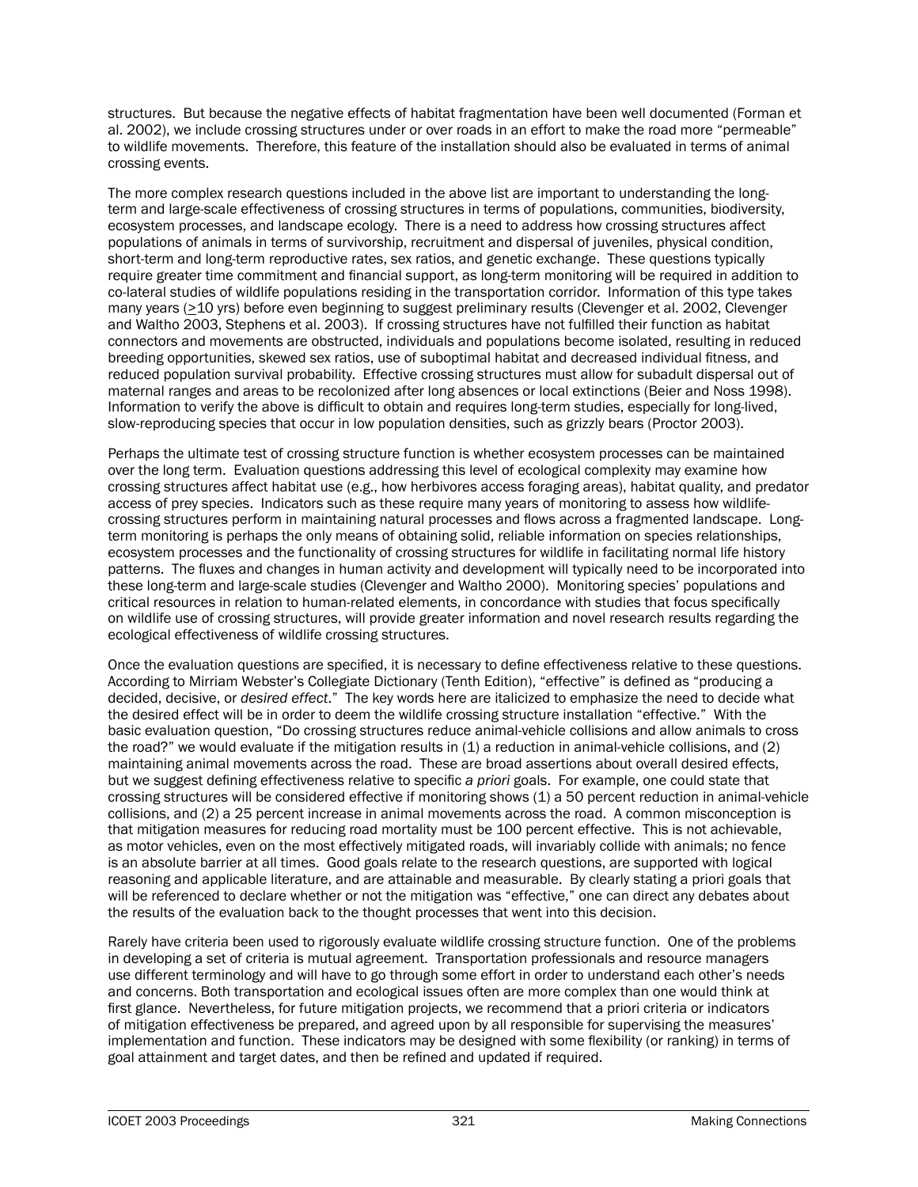structures. But because the negative effects of habitat fragmentation have been well documented (Forman et al. 2002), we include crossing structures under or over roads in an effort to make the road more "permeable" to wildlife movements. Therefore, this feature of the installation should also be evaluated in terms of animal crossing events.

The more complex research questions included in the above list are important to understanding the long-term and large-scale effectiveness of crossing structures in terms of populations, communities, biodiversity, ecosystem processes, and landscape ecology. There is a need to address how crossing structures affect populations of animals in terms of survivorship, recruitment and dispersal of juveniles, physical condition, short-term and long-term reproductive rates, sex ratios, and genetic exchange. These questions typically require greater time commitment and financial support, as long-term monitoring will be required in addition to co-lateral studies of wildlife populations residing in the transportation corridor. Information of this type takes many years (≥10 yrs) before even beginning to suggest preliminary results (Clevenger et al. 2002, Clevenger and Waltho 2003, Stephens et al. 2003). If crossing structures have not fulfilled their function as habitat connectors and movements are obstructed, individuals and populations become isolated, resulting in reduced breeding opportunities, skewed sex ratios, use of suboptimal habitat and decreased individual fitness, and reduced population survival probability. Effective crossing structures must allow for subadult dispersal out of maternal ranges and areas to be recolonized after long absences or local extinctions (Beier and Noss 1998). Information to verify the above is difficult to obtain and requires long-term studies, especially for long-lived, slow-reproducing species that occur in low population densities, such as grizzly bears (Proctor 2003).

Perhaps the ultimate test of crossing structure function is whether ecosystem processes can be maintained over the long term. Evaluation questions addressing this level of ecological complexity may examine how crossing structures affect habitat use (e.g., how herbivores access foraging areas), habitat quality, and predator access of prey species. Indicators such as these require many years of monitoring to assess how wildlife-crossing structures perform in maintaining natural processes and flows across a fragmented landscape. Long-term monitoring is perhaps the only means of obtaining solid, reliable information on species relationships, ecosystem processes and the functionality of crossing structures for wildlife in facilitating normal life history patterns. The fluxes and changes in human activity and development will typically need to be incorporated into these long-term and large-scale studies (Clevenger and Waltho 2000). Monitoring species' populations and critical resources in relation to human-related elements, in concordance with studies that focus specifically on wildlife use of crossing structures, will provide greater information and novel research results regarding the ecological effectiveness of wildlife crossing structures.

Once the evaluation questions are specified, it is necessary to define effectiveness relative to these questions. According to Mirriam Webster's Collegiate Dictionary (Tenth Edition), "effective" is defined as "producing a decided, decisive, or *desired effect*." The key words here are italicized to emphasize the need to decide what the desired effect will be in order to deem the wildlife crossing structure installation "effective." With the basic evaluation question, "Do crossing structures reduce animal-vehicle collisions and allow animals to cross the road?" we would evaluate if the mitigation results in (1) a reduction in animal-vehicle collisions, and (2) maintaining animal movements across the road. These are broad assertions about overall desired effects, but we suggest defining effectiveness relative to specific *a priori* goals. For example, one could state that crossing structures will be considered effective if monitoring shows (1) a 50 percent reduction in animal-vehicle collisions, and (2) a 25 percent increase in animal movements across the road. A common misconception is that mitigation measures for reducing road mortality must be 100 percent effective. This is not achievable, as motor vehicles, even on the most effectively mitigated roads, will invariably collide with animals; no fence is an absolute barrier at all times. Good goals relate to the research questions, are supported with logical reasoning and applicable literature, and are attainable and measurable. By clearly stating a priori goals that will be referenced to declare whether or not the mitigation was "effective," one can direct any debates about the results of the evaluation back to the thought processes that went into this decision.

Rarely have criteria been used to rigorously evaluate wildlife crossing structure function. One of the problems in developing a set of criteria is mutual agreement. Transportation professionals and resource managers use different terminology and will have to go through some effort in order to understand each other's needs and concerns. Both transportation and ecological issues often are more complex than one would think at first glance. Nevertheless, for future mitigation projects, we recommend that a priori criteria or indicators of mitigation effectiveness be prepared, and agreed upon by all responsible for supervising the measures' implementation and function. These indicators may be designed with some flexibility (or ranking) in terms of goal attainment and target dates, and then be refined and updated if required.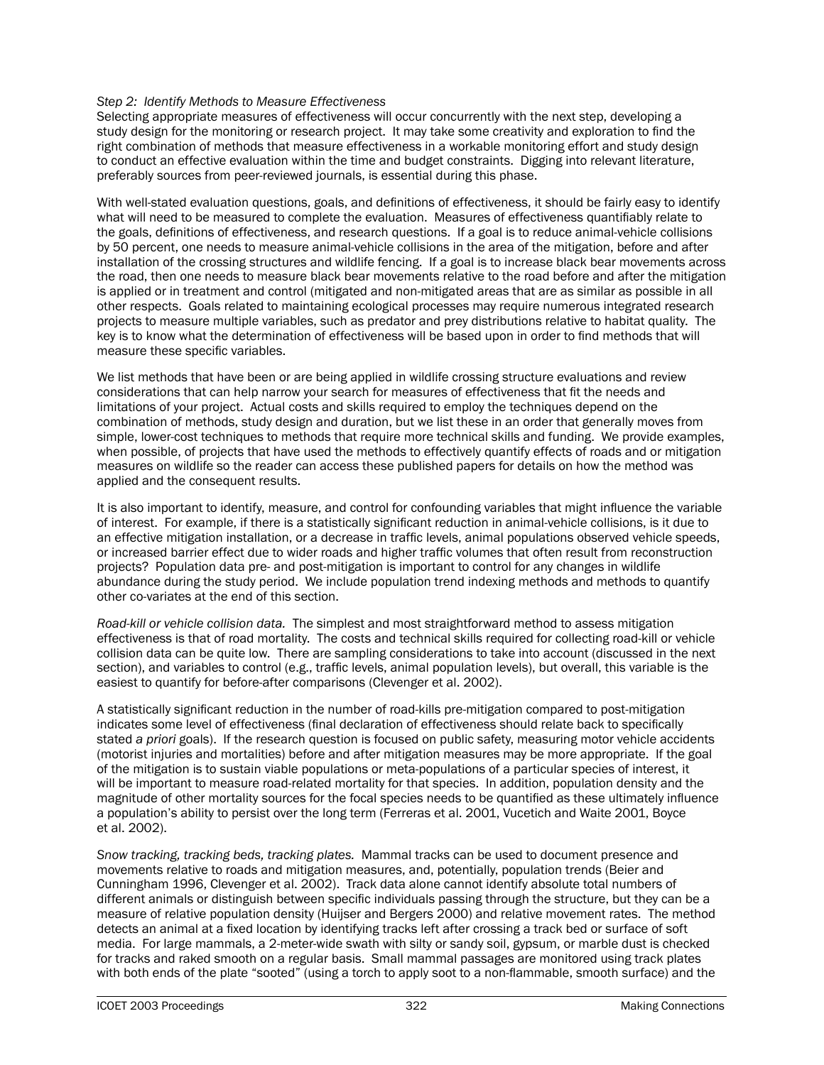*Step 2: Identify Methods to Measure Effectiveness*
Selecting appropriate measures of effectiveness will occur concurrently with the next step, developing a study design for the monitoring or research project. It may take some creativity and exploration to find the right combination of methods that measure effectiveness in a workable monitoring effort and study design to conduct an effective evaluation within the time and budget constraints. Digging into relevant literature, preferably sources from peer-reviewed journals, is essential during this phase.

With well-stated evaluation questions, goals, and definitions of effectiveness, it should be fairly easy to identify what will need to be measured to complete the evaluation. Measures of effectiveness quantifiably relate to the goals, definitions of effectiveness, and research questions. If a goal is to reduce animal-vehicle collisions by 50 percent, one needs to measure animal-vehicle collisions in the area of the mitigation, before and after installation of the crossing structures and wildlife fencing. If a goal is to increase black bear movements across the road, then one needs to measure black bear movements relative to the road before and after the mitigation is applied or in treatment and control (mitigated and non-mitigated areas that are as similar as possible in all other respects. Goals related to maintaining ecological processes may require numerous integrated research projects to measure multiple variables, such as predator and prey distributions relative to habitat quality. The key is to know what the determination of effectiveness will be based upon in order to find methods that will measure these specific variables.

We list methods that have been or are being applied in wildlife crossing structure evaluations and review considerations that can help narrow your search for measures of effectiveness that fit the needs and limitations of your project. Actual costs and skills required to employ the techniques depend on the combination of methods, study design and duration, but we list these in an order that generally moves from simple, lower-cost techniques to methods that require more technical skills and funding. We provide examples, when possible, of projects that have used the methods to effectively quantify effects of roads and or mitigation measures on wildlife so the reader can access these published papers for details on how the method was applied and the consequent results.

It is also important to identify, measure, and control for confounding variables that might influence the variable of interest. For example, if there is a statistically significant reduction in animal-vehicle collisions, is it due to an effective mitigation installation, or a decrease in traffic levels, animal populations observed vehicle speeds, or increased barrier effect due to wider roads and higher traffic volumes that often result from reconstruction projects? Population data pre- and post-mitigation is important to control for any changes in wildlife abundance during the study period. We include population trend indexing methods and methods to quantify other co-variates at the end of this section.

*Road-kill or vehicle collision data.* The simplest and most straightforward method to assess mitigation effectiveness is that of road mortality. The costs and technical skills required for collecting road-kill or vehicle collision data can be quite low. There are sampling considerations to take into account (discussed in the next section), and variables to control (e.g., traffic levels, animal population levels), but overall, this variable is the easiest to quantify for before-after comparisons (Clevenger et al. 2002).

A statistically significant reduction in the number of road-kills pre-mitigation compared to post-mitigation indicates some level of effectiveness (final declaration of effectiveness should relate back to specifically stated *a priori* goals). If the research question is focused on public safety, measuring motor vehicle accidents (motorist injuries and mortalities) before and after mitigation measures may be more appropriate. If the goal of the mitigation is to sustain viable populations or meta-populations of a particular species of interest, it will be important to measure road-related mortality for that species. In addition, population density and the magnitude of other mortality sources for the focal species needs to be quantified as these ultimately influence a population's ability to persist over the long term (Ferreras et al. 2001, Vucetich and Waite 2001, Boyce et al. 2002).

*Snow tracking, tracking beds, tracking plates.* Mammal tracks can be used to document presence and movements relative to roads and mitigation measures, and, potentially, population trends (Beier and Cunningham 1996, Clevenger et al. 2002). Track data alone cannot identify absolute total numbers of different animals or distinguish between specific individuals passing through the structure, but they can be a measure of relative population density (Huijser and Bergers 2000) and relative movement rates. The method detects an animal at a fixed location by identifying tracks left after crossing a track bed or surface of soft media. For large mammals, a 2-meter-wide swath with silty or sandy soil, gypsum, or marble dust is checked for tracks and raked smooth on a regular basis. Small mammal passages are monitored using track plates with both ends of the plate "sooted" (using a torch to apply soot to a non-flammable, smooth surface) and the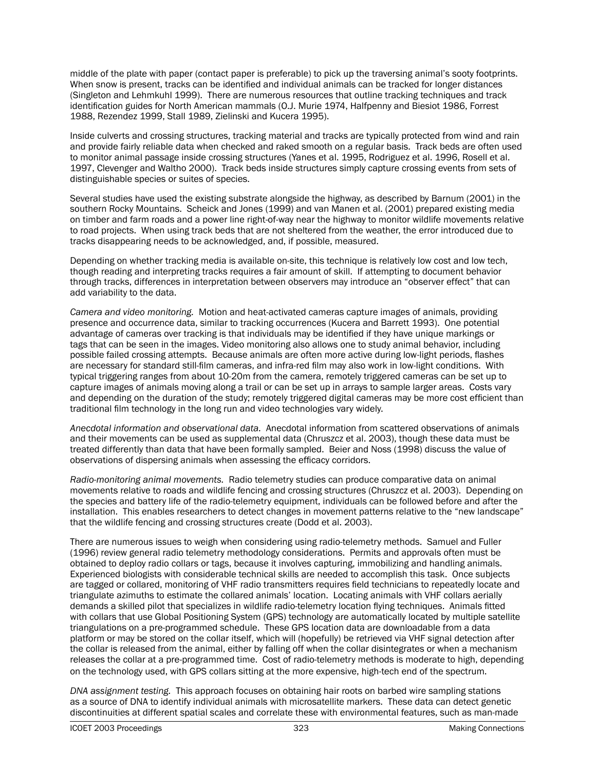middle of the plate with paper (contact paper is preferable) to pick up the traversing animal's sooty footprints. When snow is present, tracks can be identified and individual animals can be tracked for longer distances (Singleton and Lehmkuhl 1999). There are numerous resources that outline tracking techniques and track identification guides for North American mammals (O.J. Murie 1974, Halfpenny and Biesiot 1986, Forrest 1988, Rezendez 1999, Stall 1989, Zielinski and Kucera 1995).

Inside culverts and crossing structures, tracking material and tracks are typically protected from wind and rain and provide fairly reliable data when checked and raked smooth on a regular basis. Track beds are often used to monitor animal passage inside crossing structures (Yanes et al. 1995, Rodriguez et al. 1996, Rosell et al. 1997, Clevenger and Waltho 2000). Track beds inside structures simply capture crossing events from sets of distinguishable species or suites of species.

Several studies have used the existing substrate alongside the highway, as described by Barnum (2001) in the southern Rocky Mountains. Scheick and Jones (1999) and van Manen et al. (2001) prepared existing media on timber and farm roads and a power line right-of-way near the highway to monitor wildlife movements relative to road projects. When using track beds that are not sheltered from the weather, the error introduced due to tracks disappearing needs to be acknowledged, and, if possible, measured.

Depending on whether tracking media is available on-site, this technique is relatively low cost and low tech, though reading and interpreting tracks requires a fair amount of skill. If attempting to document behavior through tracks, differences in interpretation between observers may introduce an "observer effect" that can add variability to the data.

*Camera and video monitoring.* Motion and heat-activated cameras capture images of animals, providing presence and occurrence data, similar to tracking occurrences (Kucera and Barrett 1993). One potential advantage of cameras over tracking is that individuals may be identified if they have unique markings or tags that can be seen in the images. Video monitoring also allows one to study animal behavior, including possible failed crossing attempts. Because animals are often more active during low-light periods, flashes are necessary for standard still-film cameras, and infra-red film may also work in low-light conditions. With typical triggering ranges from about 10-20m from the camera, remotely triggered cameras can be set up to capture images of animals moving along a trail or can be set up in arrays to sample larger areas. Costs vary and depending on the duration of the study; remotely triggered digital cameras may be more cost efficient than traditional film technology in the long run and video technologies vary widely.

*Anecdotal information and observational data.* Anecdotal information from scattered observations of animals and their movements can be used as supplemental data (Chruszcz et al. 2003), though these data must be treated differently than data that have been formally sampled. Beier and Noss (1998) discuss the value of observations of dispersing animals when assessing the efficacy corridors.

*Radio-monitoring animal movements.* Radio telemetry studies can produce comparative data on animal movements relative to roads and wildlife fencing and crossing structures (Chruszcz et al. 2003). Depending on the species and battery life of the radio-telemetry equipment, individuals can be followed before and after the installation. This enables researchers to detect changes in movement patterns relative to the "new landscape" that the wildlife fencing and crossing structures create (Dodd et al. 2003).

There are numerous issues to weigh when considering using radio-telemetry methods. Samuel and Fuller (1996) review general radio telemetry methodology considerations. Permits and approvals often must be obtained to deploy radio collars or tags, because it involves capturing, immobilizing and handling animals. Experienced biologists with considerable technical skills are needed to accomplish this task. Once subjects are tagged or collared, monitoring of VHF radio transmitters requires field technicians to repeatedly locate and triangulate azimuths to estimate the collared animals' location. Locating animals with VHF collars aerially demands a skilled pilot that specializes in wildlife radio-telemetry location flying techniques. Animals fitted with collars that use Global Positioning System (GPS) technology are automatically located by multiple satellite triangulations on a pre-programmed schedule. These GPS location data are downloadable from a data platform or may be stored on the collar itself, which will (hopefully) be retrieved via VHF signal detection after the collar is released from the animal, either by falling off when the collar disintegrates or when a mechanism releases the collar at a pre-programmed time. Cost of radio-telemetry methods is moderate to high, depending on the technology used, with GPS collars sitting at the more expensive, high-tech end of the spectrum.

*DNA assignment testing.* This approach focuses on obtaining hair roots on barbed wire sampling stations as a source of DNA to identify individual animals with microsatellite markers. These data can detect genetic discontinuities at different spatial scales and correlate these with environmental features, such as man-made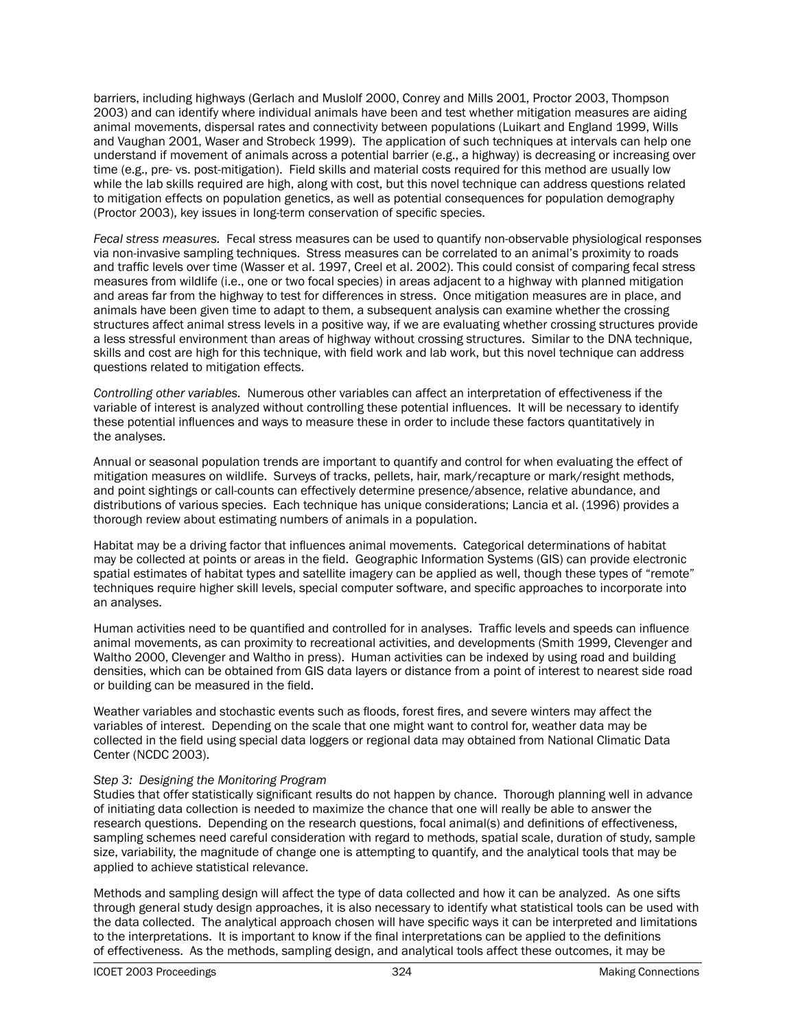barriers, including highways (Gerlach and Muslolf 2000, Conrey and Mills 2001, Proctor 2003, Thompson 2003) and can identify where individual animals have been and test whether mitigation measures are aiding animal movements, dispersal rates and connectivity between populations (Luikart and England 1999, Wills and Vaughan 2001, Waser and Strobeck 1999). The application of such techniques at intervals can help one understand if movement of animals across a potential barrier (e.g., a highway) is decreasing or increasing over time (e.g., pre- vs. post-mitigation). Field skills and material costs required for this method are usually low while the lab skills required are high, along with cost, but this novel technique can address questions related to mitigation effects on population genetics, as well as potential consequences for population demography (Proctor 2003), key issues in long-term conservation of specific species.

*Fecal stress measures.* Fecal stress measures can be used to quantify non-observable physiological responses via non-invasive sampling techniques. Stress measures can be correlated to an animal's proximity to roads and traffic levels over time (Wasser et al. 1997, Creel et al. 2002). This could consist of comparing fecal stress measures from wildlife (i.e., one or two focal species) in areas adjacent to a highway with planned mitigation and areas far from the highway to test for differences in stress. Once mitigation measures are in place, and animals have been given time to adapt to them, a subsequent analysis can examine whether the crossing structures affect animal stress levels in a positive way, if we are evaluating whether crossing structures provide a less stressful environment than areas of highway without crossing structures. Similar to the DNA technique, skills and cost are high for this technique, with field work and lab work, but this novel technique can address questions related to mitigation effects.

*Controlling other variables.* Numerous other variables can affect an interpretation of effectiveness if the variable of interest is analyzed without controlling these potential influences. It will be necessary to identify these potential influences and ways to measure these in order to include these factors quantitatively in the analyses.

Annual or seasonal population trends are important to quantify and control for when evaluating the effect of mitigation measures on wildlife. Surveys of tracks, pellets, hair, mark/recapture or mark/resight methods, and point sightings or call-counts can effectively determine presence/absence, relative abundance, and distributions of various species. Each technique has unique considerations; Lancia et al. (1996) provides a thorough review about estimating numbers of animals in a population.

Habitat may be a driving factor that influences animal movements. Categorical determinations of habitat may be collected at points or areas in the field. Geographic Information Systems (GIS) can provide electronic spatial estimates of habitat types and satellite imagery can be applied as well, though these types of "remote" techniques require higher skill levels, special computer software, and specific approaches to incorporate into an analyses.

Human activities need to be quantified and controlled for in analyses. Traffic levels and speeds can influence animal movements, as can proximity to recreational activities, and developments (Smith 1999, Clevenger and Waltho 2000, Clevenger and Waltho in press). Human activities can be indexed by using road and building densities, which can be obtained from GIS data layers or distance from a point of interest to nearest side road or building can be measured in the field.

Weather variables and stochastic events such as floods, forest fires, and severe winters may affect the variables of interest. Depending on the scale that one might want to control for, weather data may be collected in the field using special data loggers or regional data may obtained from National Climatic Data Center (NCDC 2003).

*Step 3: Designing the Monitoring Program*

Studies that offer statistically significant results do not happen by chance. Thorough planning well in advance of initiating data collection is needed to maximize the chance that one will really be able to answer the research questions. Depending on the research questions, focal animal(s) and definitions of effectiveness, sampling schemes need careful consideration with regard to methods, spatial scale, duration of study, sample size, variability, the magnitude of change one is attempting to quantify, and the analytical tools that may be applied to achieve statistical relevance.

Methods and sampling design will affect the type of data collected and how it can be analyzed. As one sifts through general study design approaches, it is also necessary to identify what statistical tools can be used with the data collected. The analytical approach chosen will have specific ways it can be interpreted and limitations to the interpretations. It is important to know if the final interpretations can be applied to the definitions of effectiveness. As the methods, sampling design, and analytical tools affect these outcomes, it may be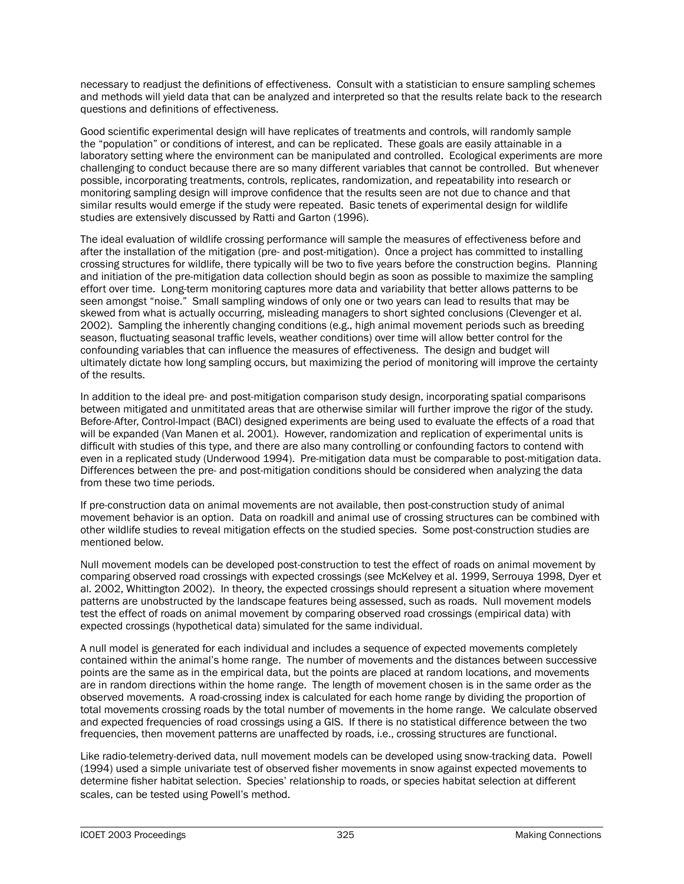necessary to readjust the definitions of effectiveness. Consult with a statistician to ensure sampling schemes and methods will yield data that can be analyzed and interpreted so that the results relate back to the research questions and definitions of effectiveness.

Good scientific experimental design will have replicates of treatments and controls, will randomly sample the "population" or conditions of interest, and can be replicated. These goals are easily attainable in a laboratory setting where the environment can be manipulated and controlled. Ecological experiments are more challenging to conduct because there are so many different variables that cannot be controlled. But whenever possible, incorporating treatments, controls, replicates, randomization, and repeatability into research or monitoring sampling design will improve confidence that the results seen are not due to chance and that similar results would emerge if the study were repeated. Basic tenets of experimental design for wildlife studies are extensively discussed by Ratti and Garton (1996).

The ideal evaluation of wildlife crossing performance will sample the measures of effectiveness before and after the installation of the mitigation (pre- and post-mitigation). Once a project has committed to installing crossing structures for wildlife, there typically will be two to five years before the construction begins. Planning and initiation of the pre-mitigation data collection should begin as soon as possible to maximize the sampling effort over time. Long-term monitoring captures more data and variability that better allows patterns to be seen amongst "noise." Small sampling windows of only one or two years can lead to results that may be skewed from what is actually occurring, misleading managers to short sighted conclusions (Clevenger et al. 2002). Sampling the inherently changing conditions (e.g., high animal movement periods such as breeding season, fluctuating seasonal traffic levels, weather conditions) over time will allow better control for the confounding variables that can influence the measures of effectiveness. The design and budget will ultimately dictate how long sampling occurs, but maximizing the period of monitoring will improve the certainty of the results.

In addition to the ideal pre- and post-mitigation comparison study design, incorporating spatial comparisons between mitigated and unmititated areas that are otherwise similar will further improve the rigor of the study. Before-After, Control-Impact (BACI) designed experiments are being used to evaluate the effects of a road that will be expanded (Van Manen et al. 2001). However, randomization and replication of experimental units is difficult with studies of this type, and there are also many controlling or confounding factors to contend with even in a replicated study (Underwood 1994). Pre-mitigation data must be comparable to post-mitigation data. Differences between the pre- and post-mitigation conditions should be considered when analyzing the data from these two time periods.

If pre-construction data on animal movements are not available, then post-construction study of animal movement behavior is an option. Data on roadkill and animal use of crossing structures can be combined with other wildlife studies to reveal mitigation effects on the studied species. Some post-construction studies are mentioned below.

Null movement models can be developed post-construction to test the effect of roads on animal movement by comparing observed road crossings with expected crossings (see McKelvey et al. 1999, Serrouya 1998, Dyer et al. 2002, Whittington 2002). In theory, the expected crossings should represent a situation where movement patterns are unobstructed by the landscape features being assessed, such as roads. Null movement models test the effect of roads on animal movement by comparing observed road crossings (empirical data) with expected crossings (hypothetical data) simulated for the same individual.

A null model is generated for each individual and includes a sequence of expected movements completely contained within the animal's home range. The number of movements and the distances between successive points are the same as in the empirical data, but the points are placed at random locations, and movements are in random directions within the home range. The length of movement chosen is in the same order as the observed movements. A road-crossing index is calculated for each home range by dividing the proportion of total movements crossing roads by the total number of movements in the home range. We calculate observed and expected frequencies of road crossings using a GIS. If there is no statistical difference between the two frequencies, then movement patterns are unaffected by roads, i.e., crossing structures are functional.

Like radio-telemetry-derived data, null movement models can be developed using snow-tracking data. Powell (1994) used a simple univariate test of observed fisher movements in snow against expected movements to determine fisher habitat selection. Species' relationship to roads, or species habitat selection at different scales, can be tested using Powell's method.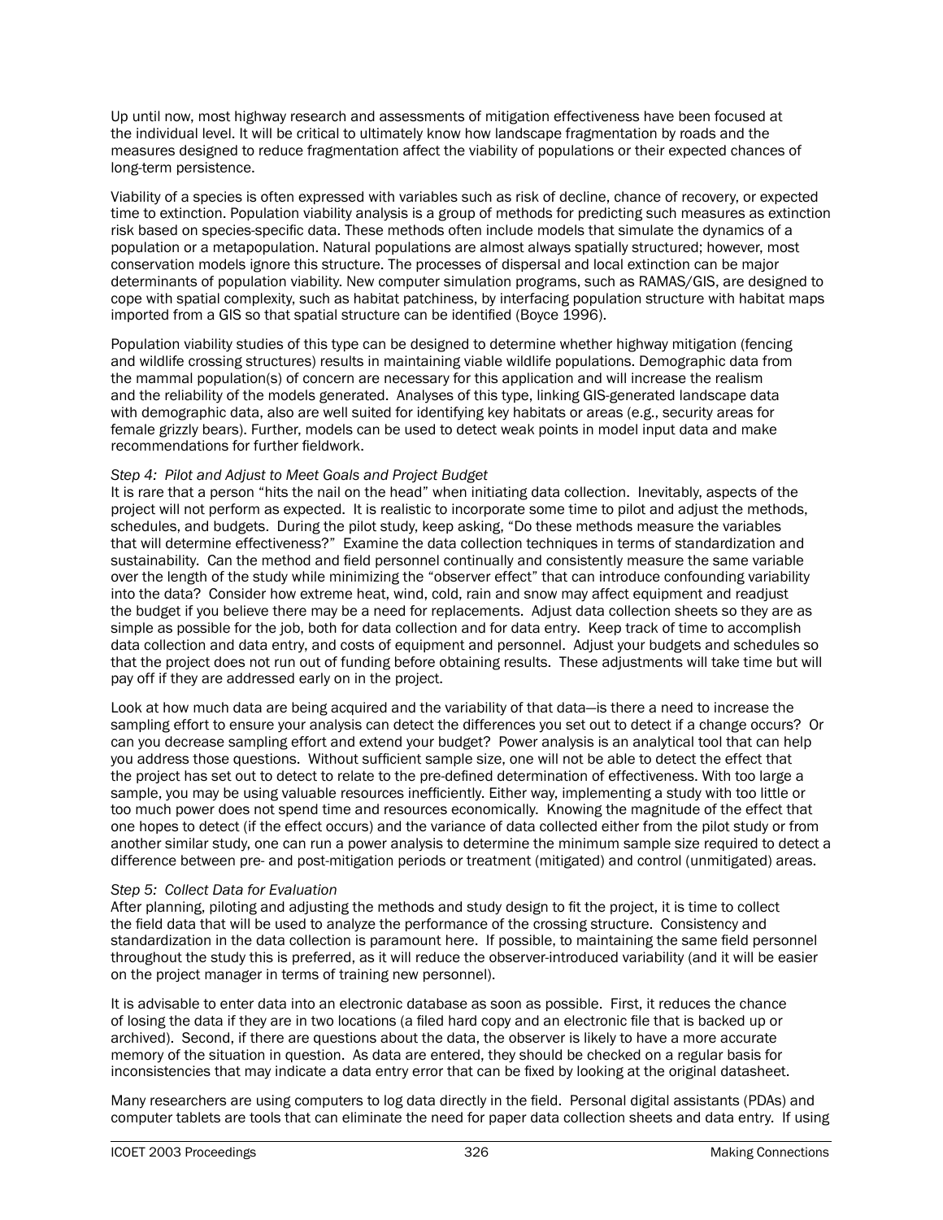Up until now, most highway research and assessments of mitigation effectiveness have been focused at the individual level. It will be critical to ultimately know how landscape fragmentation by roads and the measures designed to reduce fragmentation affect the viability of populations or their expected chances of long-term persistence.

Viability of a species is often expressed with variables such as risk of decline, chance of recovery, or expected time to extinction. Population viability analysis is a group of methods for predicting such measures as extinction risk based on species-specific data. These methods often include models that simulate the dynamics of a population or a metapopulation. Natural populations are almost always spatially structured; however, most conservation models ignore this structure. The processes of dispersal and local extinction can be major determinants of population viability. New computer simulation programs, such as RAMAS/GIS, are designed to cope with spatial complexity, such as habitat patchiness, by interfacing population structure with habitat maps imported from a GIS so that spatial structure can be identified (Boyce 1996).

Population viability studies of this type can be designed to determine whether highway mitigation (fencing and wildlife crossing structures) results in maintaining viable wildlife populations. Demographic data from the mammal population(s) of concern are necessary for this application and will increase the realism and the reliability of the models generated. Analyses of this type, linking GIS-generated landscape data with demographic data, also are well suited for identifying key habitats or areas (e.g., security areas for female grizzly bears). Further, models can be used to detect weak points in model input data and make recommendations for further fieldwork.

*Step 4: Pilot and Adjust to Meet Goals and Project Budget*

It is rare that a person "hits the nail on the head" when initiating data collection. Inevitably, aspects of the project will not perform as expected. It is realistic to incorporate some time to pilot and adjust the methods, schedules, and budgets. During the pilot study, keep asking, "Do these methods measure the variables that will determine effectiveness?" Examine the data collection techniques in terms of standardization and sustainability. Can the method and field personnel continually and consistently measure the same variable over the length of the study while minimizing the "observer effect" that can introduce confounding variability into the data? Consider how extreme heat, wind, cold, rain and snow may affect equipment and readjust the budget if you believe there may be a need for replacements. Adjust data collection sheets so they are as simple as possible for the job, both for data collection and for data entry. Keep track of time to accomplish data collection and data entry, and costs of equipment and personnel. Adjust your budgets and schedules so that the project does not run out of funding before obtaining results. These adjustments will take time but will pay off if they are addressed early on in the project.

Look at how much data are being acquired and the variability of that data—is there a need to increase the sampling effort to ensure your analysis can detect the differences you set out to detect if a change occurs? Or can you decrease sampling effort and extend your budget? Power analysis is an analytical tool that can help you address those questions. Without sufficient sample size, one will not be able to detect the effect that the project has set out to detect to relate to the pre-defined determination of effectiveness. With too large a sample, you may be using valuable resources inefficiently. Either way, implementing a study with too little or too much power does not spend time and resources economically. Knowing the magnitude of the effect that one hopes to detect (if the effect occurs) and the variance of data collected either from the pilot study or from another similar study, one can run a power analysis to determine the minimum sample size required to detect a difference between pre- and post-mitigation periods or treatment (mitigated) and control (unmitigated) areas.

*Step 5: Collect Data for Evaluation*

After planning, piloting and adjusting the methods and study design to fit the project, it is time to collect the field data that will be used to analyze the performance of the crossing structure. Consistency and standardization in the data collection is paramount here. If possible, to maintaining the same field personnel throughout the study this is preferred, as it will reduce the observer-introduced variability (and it will be easier on the project manager in terms of training new personnel).

It is advisable to enter data into an electronic database as soon as possible. First, it reduces the chance of losing the data if they are in two locations (a filed hard copy and an electronic file that is backed up or archived). Second, if there are questions about the data, the observer is likely to have a more accurate memory of the situation in question. As data are entered, they should be checked on a regular basis for inconsistencies that may indicate a data entry error that can be fixed by looking at the original datasheet.

Many researchers are using computers to log data directly in the field. Personal digital assistants (PDAs) and computer tablets are tools that can eliminate the need for paper data collection sheets and data entry. If using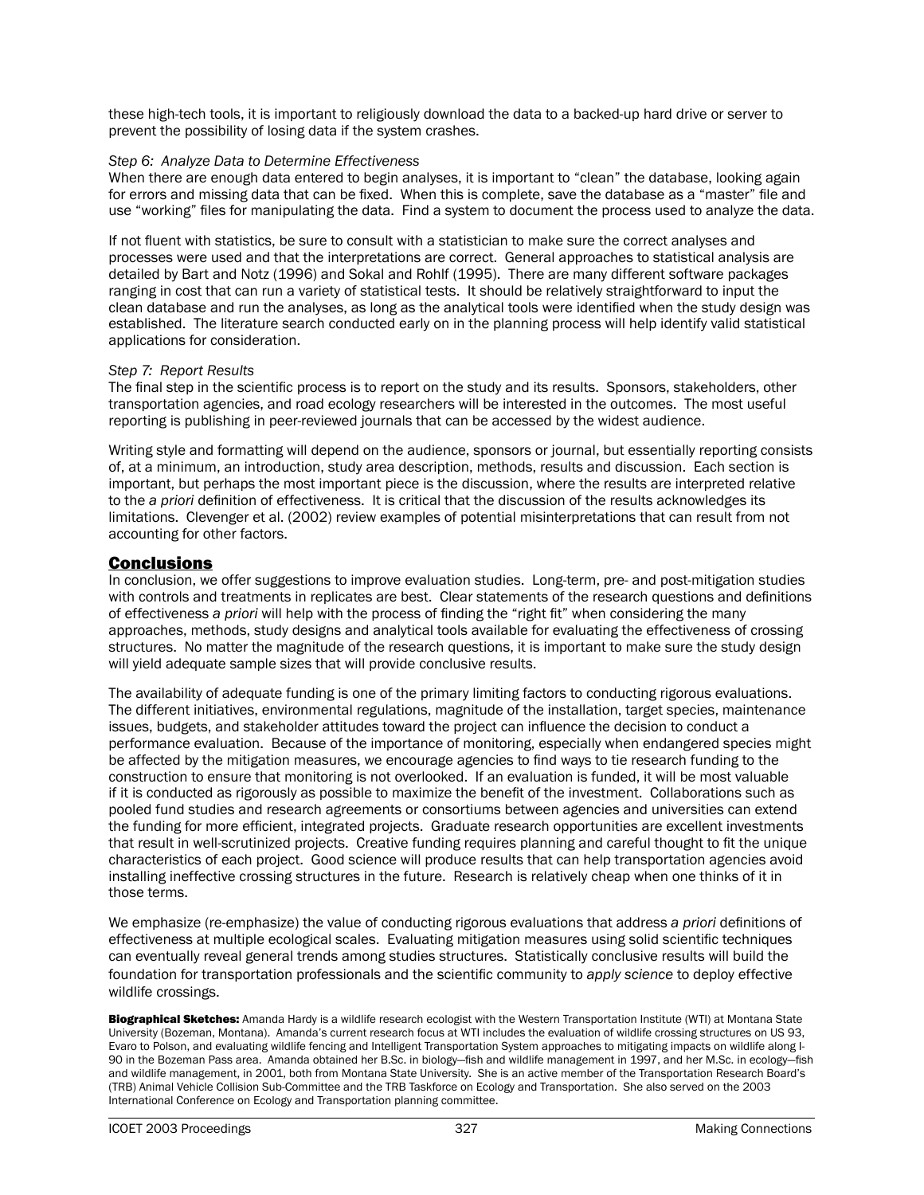these high-tech tools, it is important to religiously download the data to a backed-up hard drive or server to prevent the possibility of losing data if the system crashes.

*Step 6: Analyze Data to Determine Effectiveness*
When there are enough data entered to begin analyses, it is important to "clean" the database, looking again for errors and missing data that can be fixed. When this is complete, save the database as a "master" file and use "working" files for manipulating the data. Find a system to document the process used to analyze the data.

If not fluent with statistics, be sure to consult with a statistician to make sure the correct analyses and processes were used and that the interpretations are correct. General approaches to statistical analysis are detailed by Bart and Notz (1996) and Sokal and Rohlf (1995). There are many different software packages ranging in cost that can run a variety of statistical tests. It should be relatively straightforward to input the clean database and run the analyses, as long as the analytical tools were identified when the study design was established. The literature search conducted early on in the planning process will help identify valid statistical applications for consideration.

*Step 7: Report Results*
The final step in the scientific process is to report on the study and its results. Sponsors, stakeholders, other transportation agencies, and road ecology researchers will be interested in the outcomes. The most useful reporting is publishing in peer-reviewed journals that can be accessed by the widest audience.

Writing style and formatting will depend on the audience, sponsors or journal, but essentially reporting consists of, at a minimum, an introduction, study area description, methods, results and discussion. Each section is important, but perhaps the most important piece is the discussion, where the results are interpreted relative to the *a priori* definition of effectiveness. It is critical that the discussion of the results acknowledges its limitations. Clevenger et al. (2002) review examples of potential misinterpretations that can result from not accounting for other factors.

## Conclusions

In conclusion, we offer suggestions to improve evaluation studies. Long-term, pre- and post-mitigation studies with controls and treatments in replicates are best. Clear statements of the research questions and definitions of effectiveness *a priori* will help with the process of finding the "right fit" when considering the many approaches, methods, study designs and analytical tools available for evaluating the effectiveness of crossing structures. No matter the magnitude of the research questions, it is important to make sure the study design will yield adequate sample sizes that will provide conclusive results.

The availability of adequate funding is one of the primary limiting factors to conducting rigorous evaluations. The different initiatives, environmental regulations, magnitude of the installation, target species, maintenance issues, budgets, and stakeholder attitudes toward the project can influence the decision to conduct a performance evaluation. Because of the importance of monitoring, especially when endangered species might be affected by the mitigation measures, we encourage agencies to find ways to tie research funding to the construction to ensure that monitoring is not overlooked. If an evaluation is funded, it will be most valuable if it is conducted as rigorously as possible to maximize the benefit of the investment. Collaborations such as pooled fund studies and research agreements or consortiums between agencies and universities can extend the funding for more efficient, integrated projects. Graduate research opportunities are excellent investments that result in well-scrutinized projects. Creative funding requires planning and careful thought to fit the unique characteristics of each project. Good science will produce results that can help transportation agencies avoid installing ineffective crossing structures in the future. Research is relatively cheap when one thinks of it in those terms.

We emphasize (re-emphasize) the value of conducting rigorous evaluations that address *a priori* definitions of effectiveness at multiple ecological scales. Evaluating mitigation measures using solid scientific techniques can eventually reveal general trends among studies structures. Statistically conclusive results will build the foundation for transportation professionals and the scientific community to *apply science* to deploy effective wildlife crossings.

**Biographical Sketches:** Amanda Hardy is a wildlife research ecologist with the Western Transportation Institute (WTI) at Montana State University (Bozeman, Montana). Amanda's current research focus at WTI includes the evaluation of wildlife crossing structures on US 93, Evaro to Polson, and evaluating wildlife fencing and Intelligent Transportation System approaches to mitigating impacts on wildlife along I-90 in the Bozeman Pass area. Amanda obtained her B.Sc. in biology—fish and wildlife management in 1997, and her M.Sc. in ecology—fish and wildlife management, in 2001, both from Montana State University. She is an active member of the Transportation Research Board's (TRB) Animal Vehicle Collision Sub-Committee and the TRB Taskforce on Ecology and Transportation. She also served on the 2003 International Conference on Ecology and Transportation planning committee.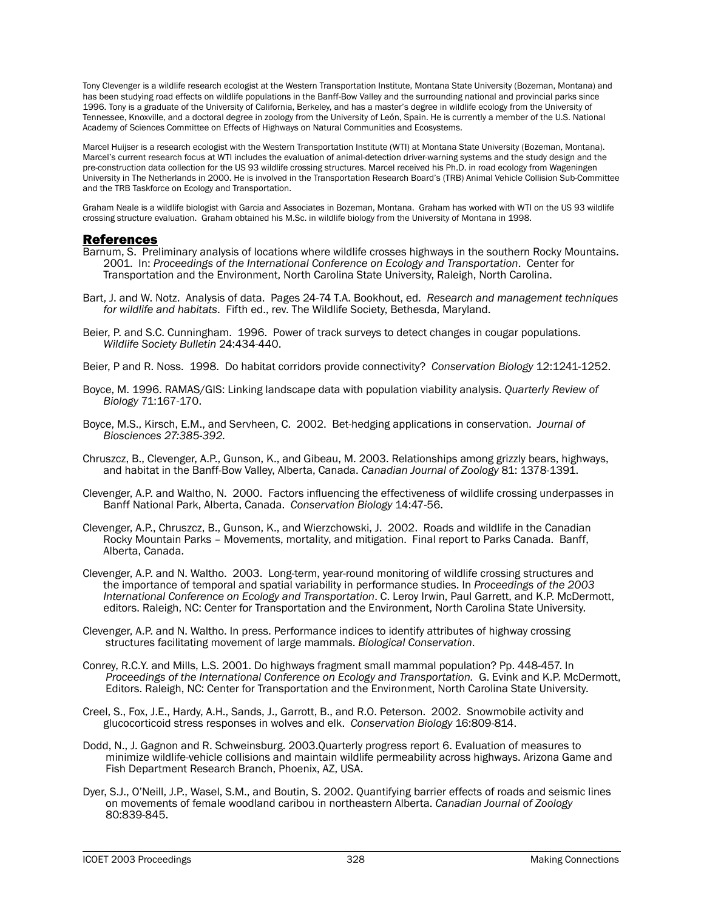Tony Clevenger is a wildlife research ecologist at the Western Transportation Institute, Montana State University (Bozeman, Montana) and has been studying road effects on wildlife populations in the Banff-Bow Valley and the surrounding national and provincial parks since 1996. Tony is a graduate of the University of California, Berkeley, and has a master's degree in wildlife ecology from the University of Tennessee, Knoxville, and a doctoral degree in zoology from the University of León, Spain. He is currently a member of the U.S. National Academy of Sciences Committee on Effects of Highways on Natural Communities and Ecosystems.

Marcel Huijser is a research ecologist with the Western Transportation Institute (WTI) at Montana State University (Bozeman, Montana). Marcel's current research focus at WTI includes the evaluation of animal-detection driver-warning systems and the study design and the pre-construction data collection for the US 93 wildlife crossing structures. Marcel received his Ph.D. in road ecology from Wageningen University in The Netherlands in 2000. He is involved in the Transportation Research Board's (TRB) Animal Vehicle Collision Sub-Committee and the TRB Taskforce on Ecology and Transportation.

Graham Neale is a wildlife biologist with Garcia and Associates in Bozeman, Montana. Graham has worked with WTI on the US 93 wildlife crossing structure evaluation. Graham obtained his M.Sc. in wildlife biology from the University of Montana in 1998.

## References

Barnum, S. Preliminary analysis of locations where wildlife crosses highways in the southern Rocky Mountains. 2001. In: *Proceedings of the International Conference on Ecology and Transportation*. Center for Transportation and the Environment, North Carolina State University, Raleigh, North Carolina.

Bart, J. and W. Notz. Analysis of data. Pages 24-74 T.A. Bookhout, ed. *Research and management techniques for wildlife and habitats*. Fifth ed., rev. The Wildlife Society, Bethesda, Maryland.

Beier, P. and S.C. Cunningham. 1996. Power of track surveys to detect changes in cougar populations. *Wildlife Society Bulletin* 24:434-440.

Beier, P and R. Noss. 1998. Do habitat corridors provide connectivity? *Conservation Biology* 12:1241-1252.

Boyce, M. 1996. RAMAS/GIS: Linking landscape data with population viability analysis. *Quarterly Review of Biology* 71:167-170.

Boyce, M.S., Kirsch, E.M., and Servheen, C. 2002. Bet-hedging applications in conservation. *Journal of Biosciences 27:385-392.*

Chruszcz, B., Clevenger, A.P., Gunson, K., and Gibeau, M. 2003. Relationships among grizzly bears, highways, and habitat in the Banff-Bow Valley, Alberta, Canada. *Canadian Journal of Zoology* 81: 1378-1391.

Clevenger, A.P. and Waltho, N. 2000. Factors influencing the effectiveness of wildlife crossing underpasses in Banff National Park, Alberta, Canada. *Conservation Biology* 14:47-56.

Clevenger, A.P., Chruszcz, B., Gunson, K., and Wierzchowski, J. 2002. Roads and wildlife in the Canadian Rocky Mountain Parks – Movements, mortality, and mitigation. Final report to Parks Canada. Banff, Alberta, Canada.

Clevenger, A.P. and N. Waltho. 2003. Long-term, year-round monitoring of wildlife crossing structures and the importance of temporal and spatial variability in performance studies. In *Proceedings of the 2003 International Conference on Ecology and Transportation*. C. Leroy Irwin, Paul Garrett, and K.P. McDermott, editors. Raleigh, NC: Center for Transportation and the Environment, North Carolina State University.

Clevenger, A.P. and N. Waltho. In press. Performance indices to identify attributes of highway crossing structures facilitating movement of large mammals. *Biological Conservation*.

Conrey, R.C.Y. and Mills, L.S. 2001. Do highways fragment small mammal population? Pp. 448-457. In *Proceedings of the International Conference on Ecology and Transportation*. G. Evink and K.P. McDermott, Editors. Raleigh, NC: Center for Transportation and the Environment, North Carolina State University.

Creel, S., Fox, J.E., Hardy, A.H., Sands, J., Garrott, B., and R.O. Peterson. 2002. Snowmobile activity and glucocorticoid stress responses in wolves and elk. *Conservation Biology* 16:809-814.

Dodd, N., J. Gagnon and R. Schweinsburg. 2003.Quarterly progress report 6. Evaluation of measures to minimize wildlife-vehicle collisions and maintain wildlife permeability across highways. Arizona Game and Fish Department Research Branch, Phoenix, AZ, USA.

Dyer, S.J., O'Neill, J.P., Wasel, S.M., and Boutin, S. 2002. Quantifying barrier effects of roads and seismic lines on movements of female woodland caribou in northeastern Alberta. *Canadian Journal of Zoology* 80:839-845.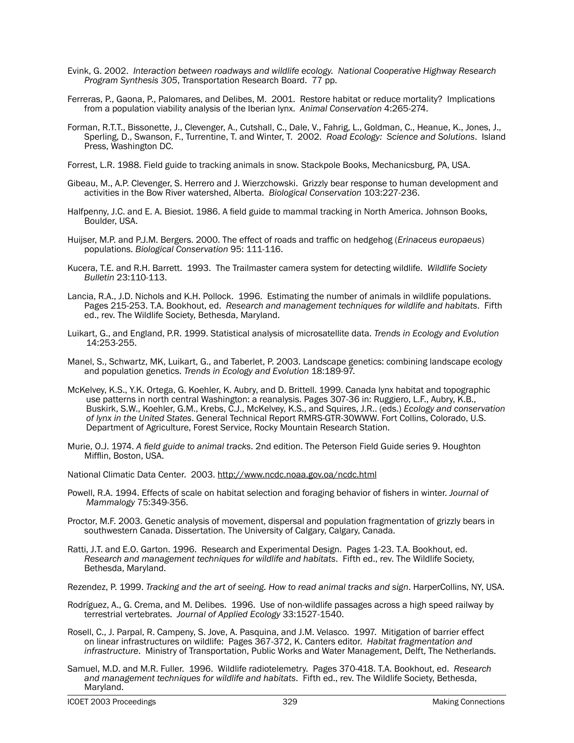Evink, G. 2002. *Interaction between roadways and wildlife ecology. National Cooperative Highway Research Program Synthesis 305*, Transportation Research Board. 77 pp.

Ferreras, P., Gaona, P., Palomares, and Delibes, M. 2001. Restore habitat or reduce mortality? Implications from a population viability analysis of the Iberian lynx. *Animal Conservation* 4:265-274.

Forman, R.T.T., Bissonette, J., Clevenger, A., Cutshall, C., Dale, V., Fahrig, L., Goldman, C., Heanue, K., Jones, J., Sperling, D., Swanson, F., Turrentine, T. and Winter, T. 2002. *Road Ecology: Science and Solutions*. Island Press, Washington DC.

Forrest, L.R. 1988. Field guide to tracking animals in snow. Stackpole Books, Mechanicsburg, PA, USA.

Gibeau, M., A.P. Clevenger, S. Herrero and J. Wierzchowski. Grizzly bear response to human development and activities in the Bow River watershed, Alberta. *Biological Conservation* 103:227-236.

Halfpenny, J.C. and E. A. Biesiot. 1986. A field guide to mammal tracking in North America. Johnson Books, Boulder, USA.

Huijser, M.P. and P.J.M. Bergers. 2000. The effect of roads and traffic on hedgehog (*Erinaceus europaeus*) populations. *Biological Conservation* 95: 111-116.

Kucera, T.E. and R.H. Barrett. 1993. The Trailmaster camera system for detecting wildlife. *Wildlife Society Bulletin* 23:110-113.

Lancia, R.A., J.D. Nichols and K.H. Pollock. 1996. Estimating the number of animals in wildlife populations. Pages 215-253. T.A. Bookhout, ed. *Research and management techniques for wildlife and habitats*. Fifth ed., rev. The Wildlife Society, Bethesda, Maryland.

Luikart, G., and England, P.R. 1999. Statistical analysis of microsatellite data. *Trends in Ecology and Evolution* 14:253-255.

Manel, S., Schwartz, MK, Luikart, G., and Taberlet, P. 2003. Landscape genetics: combining landscape ecology and population genetics. *Trends in Ecology and Evolution* 18:189-97.

McKelvey, K.S., Y.K. Ortega, G. Koehler, K. Aubry, and D. Brittell. 1999. Canada lynx habitat and topographic use patterns in north central Washington: a reanalysis. Pages 307-36 in: Ruggiero, L.F., Aubry, K.B., Buskirk, S.W., Koehler, G.M., Krebs, C.J., McKelvey, K.S., and Squires, J.R.. (eds.) *Ecology and conservation of lynx in the United States*. General Technical Report RMRS-GTR-30WWW. Fort Collins, Colorado, U.S. Department of Agriculture, Forest Service, Rocky Mountain Research Station.

Murie, O.J. 1974. *A field guide to animal tracks*. 2nd edition. The Peterson Field Guide series 9. Houghton Mifflin, Boston, USA.

National Climatic Data Center. 2003. http://www.ncdc.noaa.gov.oa/ncdc.html

Powell, R.A. 1994. Effects of scale on habitat selection and foraging behavior of fishers in winter. *Journal of Mammalogy* 75:349-356.

Proctor, M.F. 2003. Genetic analysis of movement, dispersal and population fragmentation of grizzly bears in southwestern Canada. Dissertation. The University of Calgary, Calgary, Canada.

Ratti, J.T. and E.O. Garton. 1996. Research and Experimental Design. Pages 1-23. T.A. Bookhout, ed. *Research and management techniques for wildlife and habitats*. Fifth ed., rev. The Wildlife Society, Bethesda, Maryland.

Rezendez, P. 1999. *Tracking and the art of seeing. How to read animal tracks and sign*. HarperCollins, NY, USA.

Rodríguez, A., G. Crema, and M. Delibes. 1996. Use of non-wildlife passages across a high speed railway by terrestrial vertebrates. *Journal of Applied Ecology* 33:1527-1540.

Rosell, C., J. Parpal, R. Campeny, S. Jove, A. Pasquina, and J.M. Velasco. 1997. Mitigation of barrier effect on linear infrastructures on wildlife: Pages 367-372, K. Canters editor. *Habitat fragmentation and infrastructure*. Ministry of Transportation, Public Works and Water Management, Delft, The Netherlands.

Samuel, M.D. and M.R. Fuller. 1996. Wildlife radiotelemetry. Pages 370-418. T.A. Bookhout, ed. *Research and management techniques for wildlife and habitats*. Fifth ed., rev. The Wildlife Society, Bethesda, Maryland.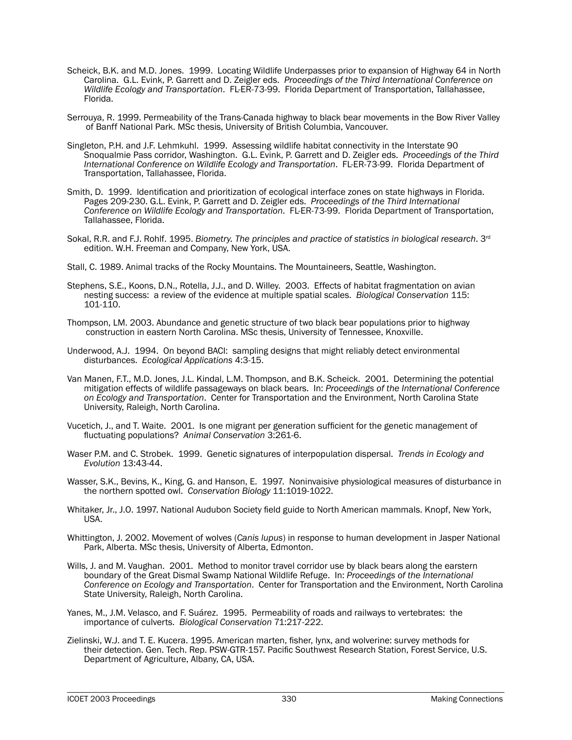Scheick, B.K. and M.D. Jones. 1999. Locating Wildlife Underpasses prior to expansion of Highway 64 in North Carolina. G.L. Evink, P. Garrett and D. Zeigler eds. *Proceedings of the Third International Conference on Wildlife Ecology and Transportation*. FL-ER-73-99. Florida Department of Transportation, Tallahassee, Florida.

Serrouya, R. 1999. Permeability of the Trans-Canada highway to black bear movements in the Bow River Valley of Banff National Park. MSc thesis, University of British Columbia, Vancouver.

Singleton, P.H. and J.F. Lehmkuhl. 1999. Assessing wildlife habitat connectivity in the Interstate 90 Snoqualmie Pass corridor, Washington. G.L. Evink, P. Garrett and D. Zeigler eds. *Proceedings of the Third International Conference on Wildlife Ecology and Transportation*. FL-ER-73-99. Florida Department of Transportation, Tallahassee, Florida.

Smith, D. 1999. Identification and prioritization of ecological interface zones on state highways in Florida. Pages 209-230. G.L. Evink, P. Garrett and D. Zeigler eds. *Proceedings of the Third International Conference on Wildlife Ecology and Transportation*. FL-ER-73-99. Florida Department of Transportation, Tallahassee, Florida.

Sokal, R.R. and F.J. Rohlf. 1995. *Biometry. The principles and practice of statistics in biological research*. 3rd edition. W.H. Freeman and Company, New York, USA.

Stall, C. 1989. Animal tracks of the Rocky Mountains. The Mountaineers, Seattle, Washington.

Stephens, S.E., Koons, D.N., Rotella, J.J., and D. Willey. 2003. Effects of habitat fragmentation on avian nesting success: a review of the evidence at multiple spatial scales. *Biological Conservation* 115: 101-110.

Thompson, LM. 2003. Abundance and genetic structure of two black bear populations prior to highway construction in eastern North Carolina. MSc thesis, University of Tennessee, Knoxville.

Underwood, A.J. 1994. On beyond BACI: sampling designs that might reliably detect environmental disturbances. *Ecological Applications* 4:3-15.

Van Manen, F.T., M.D. Jones, J.L. Kindal, L.M. Thompson, and B.K. Scheick. 2001. Determining the potential mitigation effects of wildlife passageways on black bears. In: *Proceedings of the International Conference on Ecology and Transportation*. Center for Transportation and the Environment, North Carolina State University, Raleigh, North Carolina.

Vucetich, J., and T. Waite. 2001. Is one migrant per generation sufficient for the genetic management of fluctuating populations? *Animal Conservation* 3:261-6.

Waser P.M. and C. Strobek. 1999. Genetic signatures of interpopulation dispersal. *Trends in Ecology and Evolution* 13:43-44.

Wasser, S.K., Bevins, K., King, G. and Hanson, E. 1997. Noninvaisive physiological measures of disturbance in the northern spotted owl. *Conservation Biology* 11:1019-1022.

Whitaker, Jr., J.O. 1997. National Audubon Society field guide to North American mammals. Knopf, New York, USA.

Whittington, J. 2002. Movement of wolves (*Canis lupus*) in response to human development in Jasper National Park, Alberta. MSc thesis, University of Alberta, Edmonton.

Wills, J. and M. Vaughan. 2001. Method to monitor travel corridor use by black bears along the earstern boundary of the Great Dismal Swamp National Wildlife Refuge. In: *Proceedings of the International Conference on Ecology and Transportation*. Center for Transportation and the Environment, North Carolina State University, Raleigh, North Carolina.

Yanes, M., J.M. Velasco, and F. Suárez. 1995. Permeability of roads and railways to vertebrates: the importance of culverts. *Biological Conservation* 71:217-222.

Zielinski, W.J. and T. E. Kucera. 1995. American marten, fisher, lynx, and wolverine: survey methods for their detection. Gen. Tech. Rep. PSW-GTR-157. Pacific Southwest Research Station, Forest Service, U.S. Department of Agriculture, Albany, CA, USA.